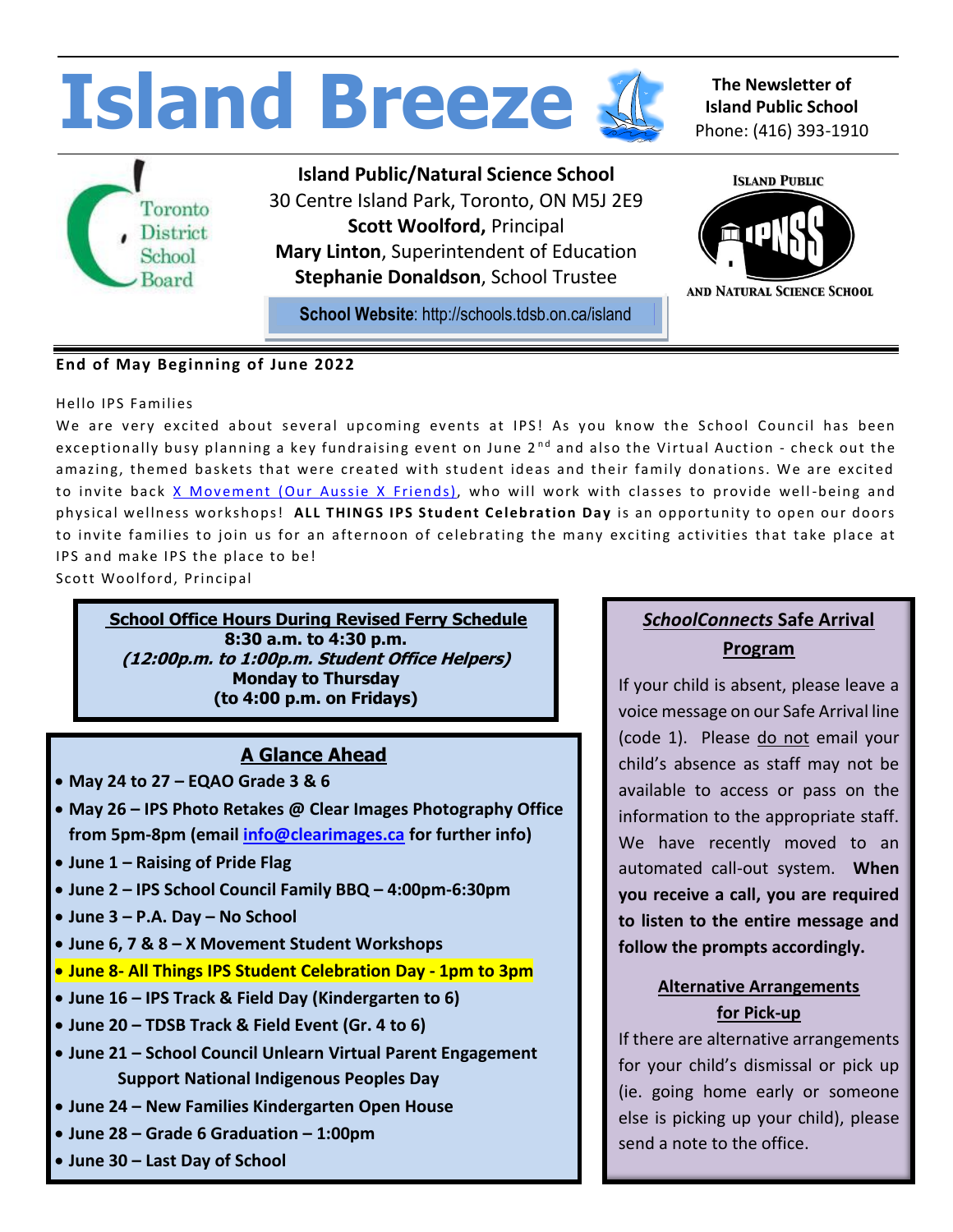# Island Breeze

**The Newsletter of Island Public School**
Phone: (416) 393-1910

**Island Public/Natural Science School**
30 Centre Island Park, Toronto, ON M5J 2E9
**Scott Woolford,** Principal
**Mary Linton**, Superintendent of Education
**Stephanie Donaldson**, School Trustee

**School Website**: http://schools.tdsb.on.ca/island

ISLAND PUBLIC AND NATURAL SCIENCE SCHOOL

**End of May Beginning of June 2022**

Hello IPS Families

We are very excited about several upcoming events at IPS! As you know the School Council has been exceptionally busy planning a key fundraising event on June 2nd and also the Virtual Auction - check out the amazing, themed baskets that were created with student ideas and their family donations. We are excited to invite back X Movement (Our Aussie X Friends), who will work with classes to provide well-being and physical wellness workshops! **ALL THINGS IPS Student Celebration Day** is an opportunity to open our doors to invite families to join us for an afternoon of celebrating the many exciting activities that take place at IPS and make IPS the place to be!

Scott Woolford, Principal

**School Office Hours During Revised Ferry Schedule**
**8:30 a.m. to 4:30 p.m.**
***(12:00p.m. to 1:00p.m. Student Office Helpers)***
**Monday to Thursday**
**(to 4:00 p.m. on Fridays)**

## A Glance Ahead

- **May 24 to 27 – EQAO Grade 3 & 6**
- **May 26 – IPS Photo Retakes @ Clear Images Photography Office from 5pm-8pm (email info@clearimages.ca for further info)**
- **June 1 – Raising of Pride Flag**
- **June 2 – IPS School Council Family BBQ – 4:00pm-6:30pm**
- **June 3 – P.A. Day – No School**
- **June 6, 7 & 8 – X Movement Student Workshops**
- **June 8- All Things IPS Student Celebration Day - 1pm to 3pm**
- **June 16 – IPS Track & Field Day (Kindergarten to 6)**
- **June 20 – TDSB Track & Field Event (Gr. 4 to 6)**
- **June 21 – School Council Unlearn Virtual Parent Engagement Support National Indigenous Peoples Day**
- **June 24 – New Families Kindergarten Open House**
- **June 28 – Grade 6 Graduation – 1:00pm**
- **June 30 – Last Day of School**

## *SchoolConnects* Safe Arrival Program

If your child is absent, please leave a voice message on our Safe Arrival line (code 1). Please do not email your child's absence as staff may not be available to access or pass on the information to the appropriate staff. We have recently moved to an automated call-out system. **When you receive a call, you are required to listen to the entire message and follow the prompts accordingly.**

### Alternative Arrangements for Pick-up

If there are alternative arrangements for your child's dismissal or pick up (ie. going home early or someone else is picking up your child), please send a note to the office.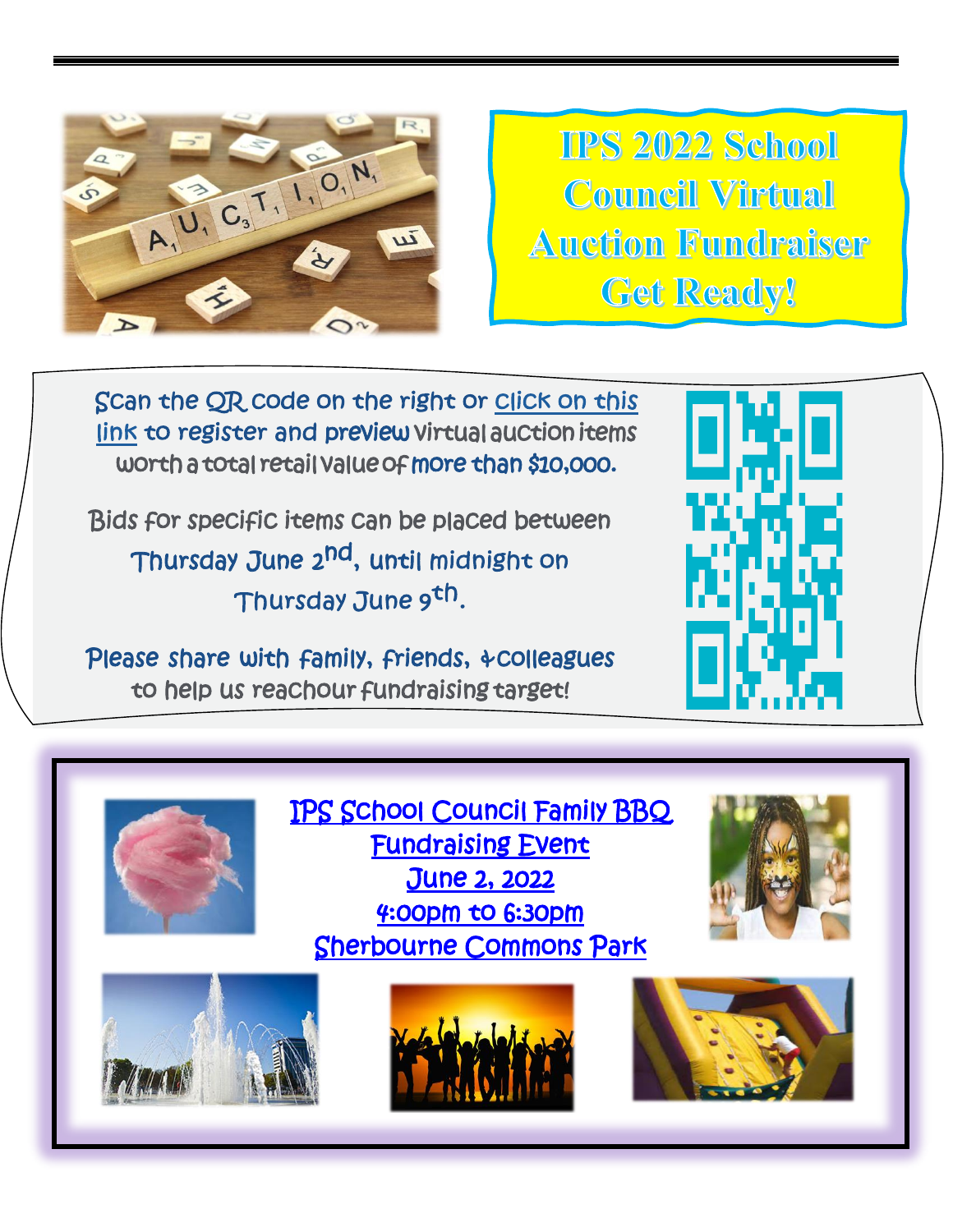# IPS 2022 School Council Virtual Auction Fundraiser Get Ready!

Scan the QR code on the right or click on this link to register and preview virtual auction items worth a total retail value of more than $10,000.

Bids for specific items can be placed between Thursday June 2nd, until midnight on Thursday June 9th.

Please share with family, friends, & colleagues to help us reach our fundraising target!

## IPS School Council Family BBQ Fundraising Event

June 2, 2022

4:00pm to 6:30pm

Sherbourne Commons Park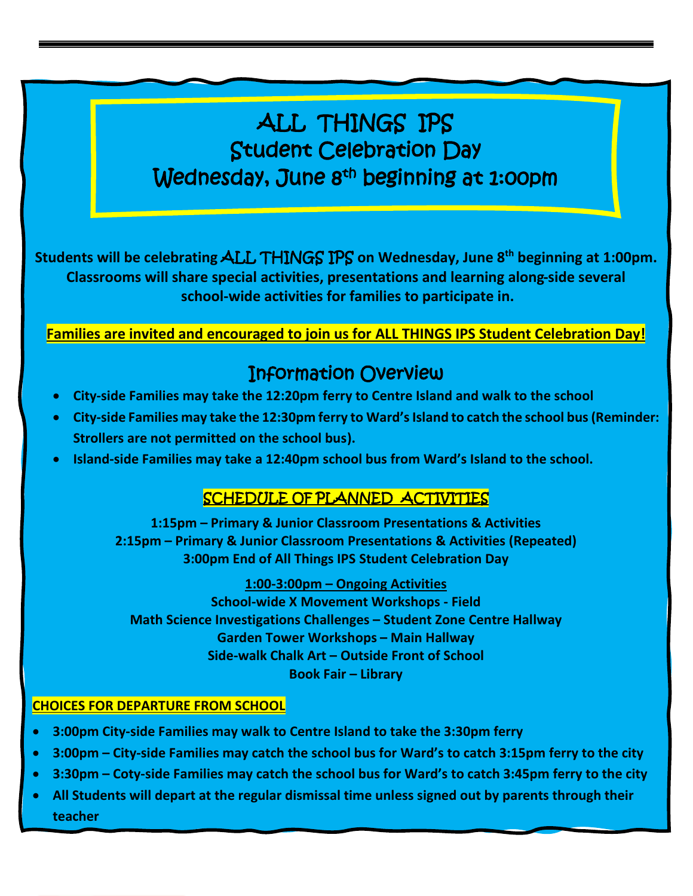# ALL THINGS IPS
## Student Celebration Day
## Wednesday, June 8th beginning at 1:00pm

**Students will be celebrating ALL THINGS IPS on Wednesday, June 8th beginning at 1:00pm. Classrooms will share special activities, presentations and learning along-side several school-wide activities for families to participate in.**

**Families are invited and encouraged to join us for ALL THINGS IPS Student Celebration Day!**

## Information Overview

- **City-side Families may take the 12:20pm ferry to Centre Island and walk to the school**
- **City-side Families may take the 12:30pm ferry to Ward's Island to catch the school bus (Reminder: Strollers are not permitted on the school bus).**
- **Island-side Families may take a 12:40pm school bus from Ward's Island to the school.**

### SCHEDULE OF PLANNED ACTIVITIES

**1:15pm – Primary & Junior Classroom Presentations & Activities**
**2:15pm – Primary & Junior Classroom Presentations & Activities (Repeated)**
**3:00pm End of All Things IPS Student Celebration Day**

**1:00-3:00pm – Ongoing Activities**
**School-wide X Movement Workshops - Field**
**Math Science Investigations Challenges – Student Zone Centre Hallway**
**Garden Tower Workshops – Main Hallway**
**Side-walk Chalk Art – Outside Front of School**
**Book Fair – Library**

**CHOICES FOR DEPARTURE FROM SCHOOL**

- **3:00pm City-side Families may walk to Centre Island to take the 3:30pm ferry**
- **3:00pm – City-side Families may catch the school bus for Ward's to catch 3:15pm ferry to the city**
- **3:30pm – Coty-side Families may catch the school bus for Ward's to catch 3:45pm ferry to the city**
- **All Students will depart at the regular dismissal time unless signed out by parents through their teacher**